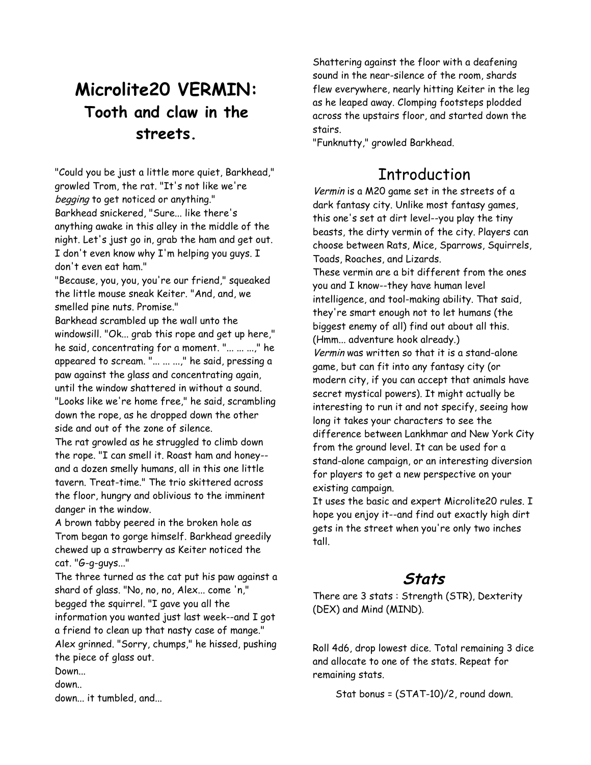# Microlite20 VERMIN:
## Tooth and claw in the streets.

"Could you be just a little more quiet, Barkhead," growled Trom, the rat. "It's not like we're *begging* to get noticed or anything."
Barkhead snickered, "Sure... like there's anything awake in this alley in the middle of the night. Let's just go in, grab the ham and get out. I don't even know why I'm helping you guys. I don't even eat ham."
"Because, you, you, you're our friend," squeaked the little mouse sneak Keiter. "And, and, we smelled pine nuts. Promise."
Barkhead scrambled up the wall unto the windowsill. "Ok... grab this rope and get up here," he said, concentrating for a moment. "... ... ...," he appeared to scream. "... ... ...," he said, pressing a paw against the glass and concentrating again, until the window shattered in without a sound.
"Looks like we're home free," he said, scrambling down the rope, as he dropped down the other side and out of the zone of silence.
The rat growled as he struggled to climb down the rope. "I can smell it. Roast ham and honey--and a dozen smelly humans, all in this one little tavern. Treat-time." The trio skittered across the floor, hungry and oblivious to the imminent danger in the window.
A brown tabby peered in the broken hole as Trom began to gorge himself. Barkhead greedily chewed up a strawberry as Keiter noticed the cat. "G-g-guys..."
The three turned as the cat put his paw against a shard of glass. "No, no, no, Alex... come 'n," begged the squirrel. "I gave you all the information you wanted just last week--and I got a friend to clean up that nasty case of mange."
Alex grinned. "Sorry, chumps," he hissed, pushing the piece of glass out.
Down...
down..
down... it tumbled, and...
Shattering against the floor with a deafening sound in the near-silence of the room, shards flew everywhere, nearly hitting Keiter in the leg as he leaped away. Clomping footsteps plodded across the upstairs floor, and started down the stairs.
"Funknutty," growled Barkhead.

## Introduction

*Vermin* is a M20 game set in the streets of a dark fantasy city. Unlike most fantasy games, this one's set at dirt level--you play the tiny beasts, the dirty vermin of the city. Players can choose between Rats, Mice, Sparrows, Squirrels, Toads, Roaches, and Lizards.
These vermin are a bit different from the ones you and I know--they have human level intelligence, and tool-making ability. That said, they're smart enough not to let humans (the biggest enemy of all) find out about all this. (Hmm... adventure hook already.)
*Vermin* was written so that it is a stand-alone game, but can fit into any fantasy city (or modern city, if you can accept that animals have secret mystical powers). It might actually be interesting to run it and not specify, seeing how long it takes your characters to see the difference between Lankhmar and New York City from the ground level. It can be used for a stand-alone campaign, or an interesting diversion for players to get a new perspective on your existing campaign.
It uses the basic and expert Microlite20 rules. I hope you enjoy it--and find out exactly high dirt gets in the street when you're only two inches tall.

## *Stats*

There are 3 stats : Strength (STR), Dexterity (DEX) and Mind (MIND).

Roll 4d6, drop lowest dice. Total remaining 3 dice and allocate to one of the stats. Repeat for remaining stats.

Stat bonus = (STAT-10)/2, round down.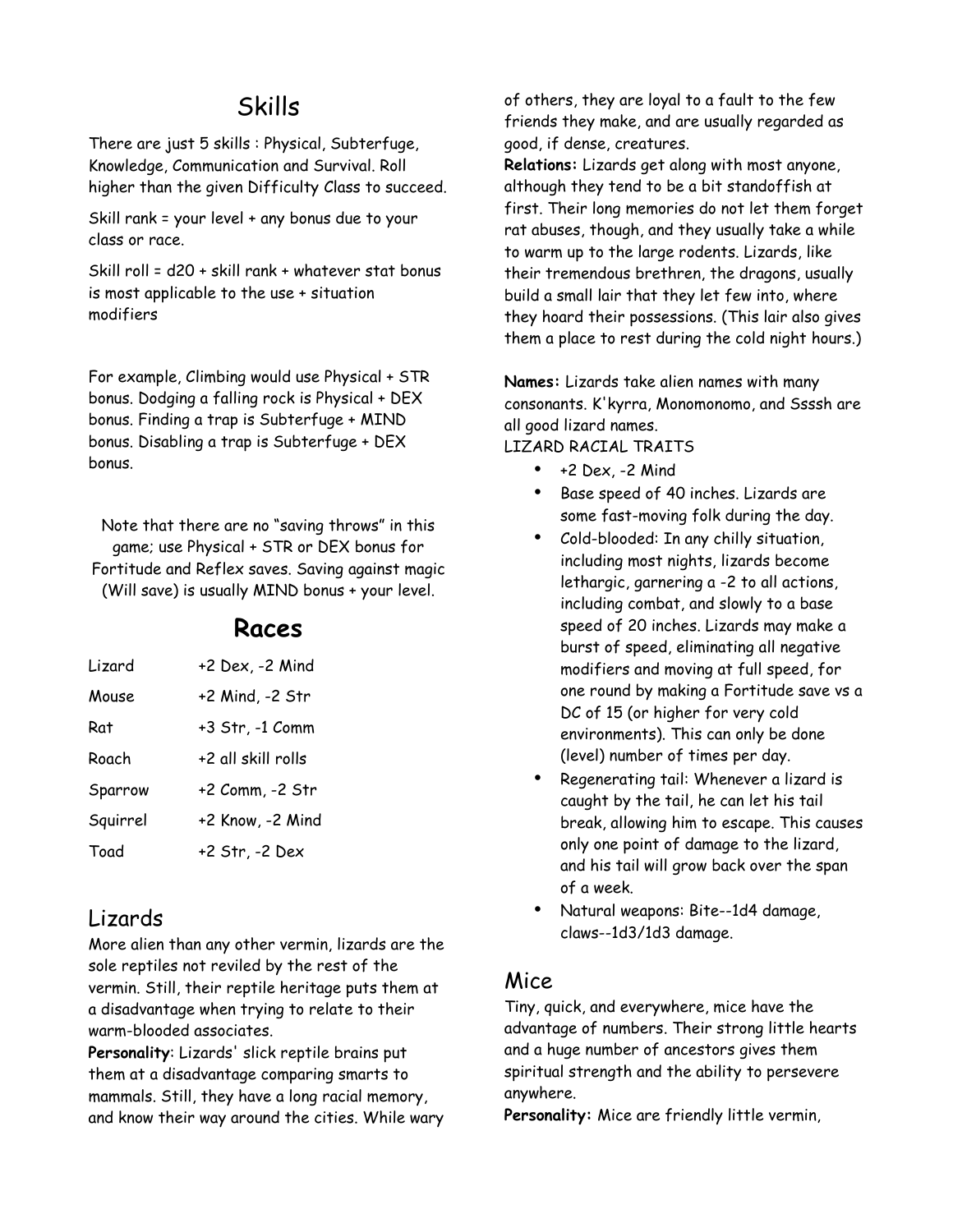# Skills

There are just 5 skills : Physical, Subterfuge, Knowledge, Communication and Survival. Roll higher than the given Difficulty Class to succeed.

Skill rank = your level + any bonus due to your class or race.

Skill roll = d20 + skill rank + whatever stat bonus is most applicable to the use + situation modifiers

For example, Climbing would use Physical + STR bonus. Dodging a falling rock is Physical + DEX bonus. Finding a trap is Subterfuge + MIND bonus. Disabling a trap is Subterfuge + DEX bonus.

Note that there are no "saving throws" in this game; use Physical + STR or DEX bonus for Fortitude and Reflex saves. Saving against magic (Will save) is usually MIND bonus + your level.

# Races

| | |
|---|---|
| Lizard | +2 Dex, -2 Mind |
| Mouse | +2 Mind, -2 Str |
| Rat | +3 Str, -1 Comm |
| Roach | +2 all skill rolls |
| Sparrow | +2 Comm, -2 Str |
| Squirrel | +2 Know, -2 Mind |
| Toad | +2 Str, -2 Dex |

## Lizards

More alien than any other vermin, lizards are the sole reptiles not reviled by the rest of the vermin. Still, their reptile heritage puts them at a disadvantage when trying to relate to their warm-blooded associates.

**Personality**: Lizards' slick reptile brains put them at a disadvantage comparing smarts to mammals. Still, they have a long racial memory, and know their way around the cities. While wary of others, they are loyal to a fault to the few friends they make, and are usually regarded as good, if dense, creatures.

**Relations:** Lizards get along with most anyone, although they tend to be a bit standoffish at first. Their long memories do not let them forget rat abuses, though, and they usually take a while to warm up to the large rodents. Lizards, like their tremendous brethren, the dragons, usually build a small lair that they let few into, where they hoard their possessions. (This lair also gives them a place to rest during the cold night hours.)

**Names:** Lizards take alien names with many consonants. K'kyrra, Monomonomo, and Ssssh are all good lizard names.

LIZARD RACIAL TRAITS

- +2 Dex, -2 Mind
- Base speed of 40 inches. Lizards are some fast-moving folk during the day.
- Cold-blooded: In any chilly situation, including most nights, lizards become lethargic, garnering a -2 to all actions, including combat, and slowly to a base speed of 20 inches. Lizards may make a burst of speed, eliminating all negative modifiers and moving at full speed, for one round by making a Fortitude save vs a DC of 15 (or higher for very cold environments). This can only be done (level) number of times per day.
- Regenerating tail: Whenever a lizard is caught by the tail, he can let his tail break, allowing him to escape. This causes only one point of damage to the lizard, and his tail will grow back over the span of a week.
- Natural weapons: Bite--1d4 damage, claws--1d3/1d3 damage.

## Mice

Tiny, quick, and everywhere, mice have the advantage of numbers. Their strong little hearts and a huge number of ancestors gives them spiritual strength and the ability to persevere anywhere.

**Personality:** Mice are friendly little vermin,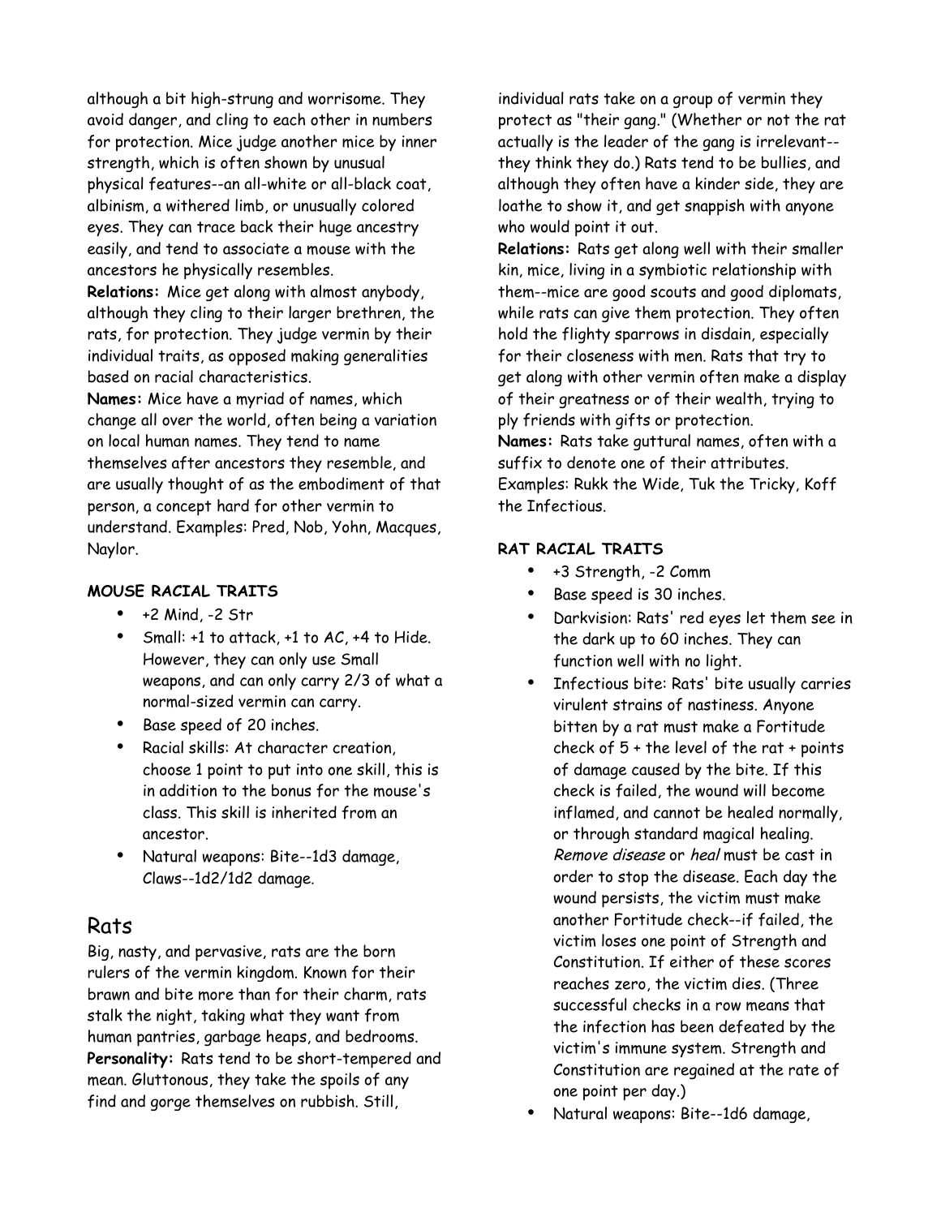although a bit high-strung and worrisome. They avoid danger, and cling to each other in numbers for protection. Mice judge another mice by inner strength, which is often shown by unusual physical features--an all-white or all-black coat, albinism, a withered limb, or unusually colored eyes. They can trace back their huge ancestry easily, and tend to associate a mouse with the ancestors he physically resembles.

**Relations:** Mice get along with almost anybody, although they cling to their larger brethren, the rats, for protection. They judge vermin by their individual traits, as opposed making generalities based on racial characteristics.

**Names:** Mice have a myriad of names, which change all over the world, often being a variation on local human names. They tend to name themselves after ancestors they resemble, and are usually thought of as the embodiment of that person, a concept hard for other vermin to understand. Examples: Pred, Nob, Yohn, Macques, Naylor.

#### MOUSE RACIAL TRAITS

- +2 Mind, -2 Str
- Small: +1 to attack, +1 to AC, +4 to Hide. However, they can only use Small weapons, and can only carry 2/3 of what a normal-sized vermin can carry.
- Base speed of 20 inches.
- Racial skills: At character creation, choose 1 point to put into one skill, this is in addition to the bonus for the mouse's class. This skill is inherited from an ancestor.
- Natural weapons: Bite--1d3 damage, Claws--1d2/1d2 damage.

## Rats

Big, nasty, and pervasive, rats are the born rulers of the vermin kingdom. Known for their brawn and bite more than for their charm, rats stalk the night, taking what they want from human pantries, garbage heaps, and bedrooms.

**Personality:** Rats tend to be short-tempered and mean. Gluttonous, they take the spoils of any find and gorge themselves on rubbish. Still, individual rats take on a group of vermin they protect as "their gang." (Whether or not the rat actually is the leader of the gang is irrelevant--they think they do.) Rats tend to be bullies, and although they often have a kinder side, they are loathe to show it, and get snappish with anyone who would point it out.

**Relations:** Rats get along well with their smaller kin, mice, living in a symbiotic relationship with them--mice are good scouts and good diplomats, while rats can give them protection. They often hold the flighty sparrows in disdain, especially for their closeness with men. Rats that try to get along with other vermin often make a display of their greatness or of their wealth, trying to ply friends with gifts or protection.

**Names:** Rats take guttural names, often with a suffix to denote one of their attributes. Examples: Rukk the Wide, Tuk the Tricky, Koff the Infectious.

#### RAT RACIAL TRAITS

- +3 Strength, -2 Comm
- Base speed is 30 inches.
- Darkvision: Rats' red eyes let them see in the dark up to 60 inches. They can function well with no light.
- Infectious bite: Rats' bite usually carries virulent strains of nastiness. Anyone bitten by a rat must make a Fortitude check of 5 + the level of the rat + points of damage caused by the bite. If this check is failed, the wound will become inflamed, and cannot be healed normally, or through standard magical healing. *Remove disease* or *heal* must be cast in order to stop the disease. Each day the wound persists, the victim must make another Fortitude check--if failed, the victim loses one point of Strength and Constitution. If either of these scores reaches zero, the victim dies. (Three successful checks in a row means that the infection has been defeated by the victim's immune system. Strength and Constitution are regained at the rate of one point per day.)
- Natural weapons: Bite--1d6 damage,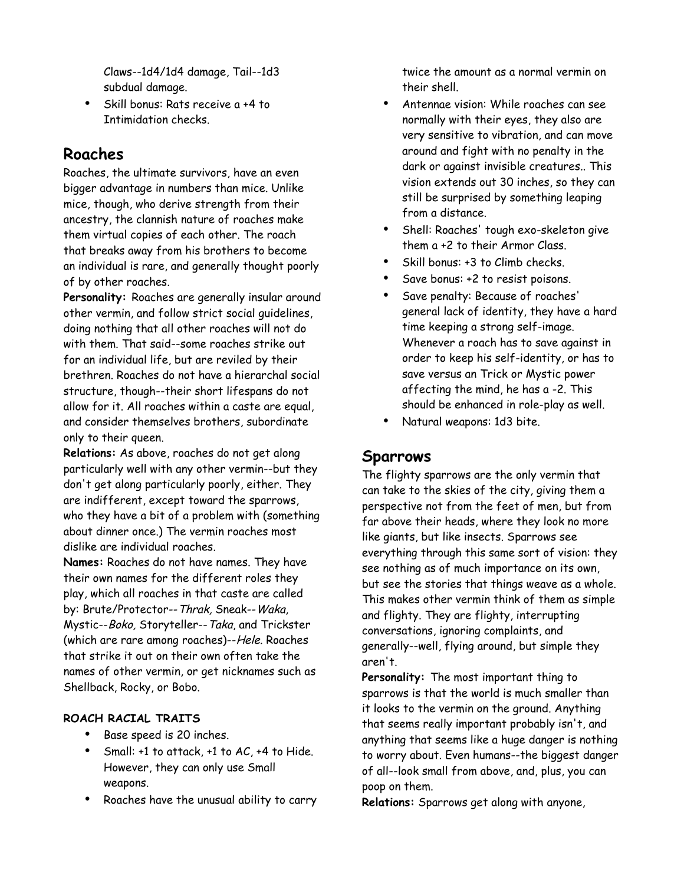- Claws--1d4/1d4 damage, Tail--1d3 subdual damage.
- Skill bonus: Rats receive a +4 to Intimidation checks.

## Roaches

Roaches, the ultimate survivors, have an even bigger advantage in numbers than mice. Unlike mice, though, who derive strength from their ancestry, the clannish nature of roaches make them virtual copies of each other. The roach that breaks away from his brothers to become an individual is rare, and generally thought poorly of by other roaches.

**Personality:** Roaches are generally insular around other vermin, and follow strict social guidelines, doing nothing that all other roaches will not do with them. That said--some roaches strike out for an individual life, but are reviled by their brethren. Roaches do not have a hierarchal social structure, though--their short lifespans do not allow for it. All roaches within a caste are equal, and consider themselves brothers, subordinate only to their queen.

**Relations:** As above, roaches do not get along particularly well with any other vermin--but they don't get along particularly poorly, either. They are indifferent, except toward the sparrows, who they have a bit of a problem with (something about dinner once.) The vermin roaches most dislike are individual roaches.

**Names:** Roaches do not have names. They have their own names for the different roles they play, which all roaches in that caste are called by: Brute/Protector--*Thrak,* Sneak--*Waka*, Mystic--*Boko,* Storyteller--*Taka*, and Trickster (which are rare among roaches)--*Hele*. Roaches that strike it out on their own often take the names of other vermin, or get nicknames such as Shellback, Rocky, or Bobo.

**ROACH RACIAL TRAITS**

- Base speed is 20 inches.
- Small: +1 to attack, +1 to AC, +4 to Hide. However, they can only use Small weapons.
- Roaches have the unusual ability to carry twice the amount as a normal vermin on their shell.
- Antennae vision: While roaches can see normally with their eyes, they also are very sensitive to vibration, and can move around and fight with no penalty in the dark or against invisible creatures.. This vision extends out 30 inches, so they can still be surprised by something leaping from a distance.
- Shell: Roaches' tough exo-skeleton give them a +2 to their Armor Class.
- Skill bonus: +3 to Climb checks.
- Save bonus: +2 to resist poisons.
- Save penalty: Because of roaches' general lack of identity, they have a hard time keeping a strong self-image. Whenever a roach has to save against in order to keep his self-identity, or has to save versus an Trick or Mystic power affecting the mind, he has a -2. This should be enhanced in role-play as well.
- Natural weapons: 1d3 bite.

## Sparrows

The flighty sparrows are the only vermin that can take to the skies of the city, giving them a perspective not from the feet of men, but from far above their heads, where they look no more like giants, but like insects. Sparrows see everything through this same sort of vision: they see nothing as of much importance on its own, but see the stories that things weave as a whole. This makes other vermin think of them as simple and flighty. They are flighty, interrupting conversations, ignoring complaints, and generally--well, flying around, but simple they aren't.

**Personality:** The most important thing to sparrows is that the world is much smaller than it looks to the vermin on the ground. Anything that seems really important probably isn't, and anything that seems like a huge danger is nothing to worry about. Even humans--the biggest danger of all--look small from above, and, plus, you can poop on them.

**Relations:** Sparrows get along with anyone,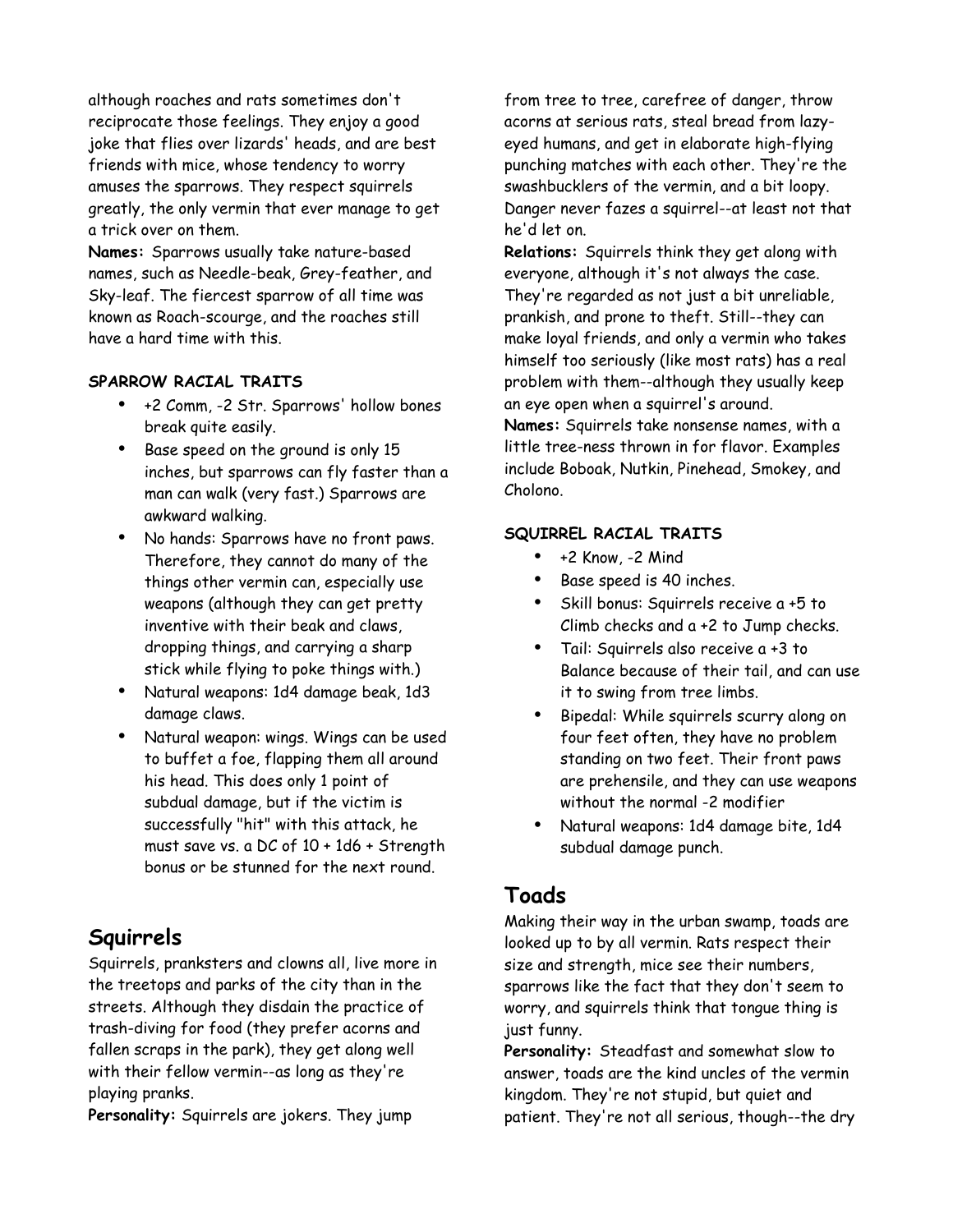although roaches and rats sometimes don't reciprocate those feelings. They enjoy a good joke that flies over lizards' heads, and are best friends with mice, whose tendency to worry amuses the sparrows. They respect squirrels greatly, the only vermin that ever manage to get a trick over on them.

**Names:** Sparrows usually take nature-based names, such as Needle-beak, Grey-feather, and Sky-leaf. The fiercest sparrow of all time was known as Roach-scourge, and the roaches still have a hard time with this.

#### SPARROW RACIAL TRAITS

- +2 Comm, -2 Str. Sparrows' hollow bones break quite easily.
- Base speed on the ground is only 15 inches, but sparrows can fly faster than a man can walk (very fast.) Sparrows are awkward walking.
- No hands: Sparrows have no front paws. Therefore, they cannot do many of the things other vermin can, especially use weapons (although they can get pretty inventive with their beak and claws, dropping things, and carrying a sharp stick while flying to poke things with.)
- Natural weapons: 1d4 damage beak, 1d3 damage claws.
- Natural weapon: wings. Wings can be used to buffet a foe, flapping them all around his head. This does only 1 point of subdual damage, but if the victim is successfully "hit" with this attack, he must save vs. a DC of 10 + 1d6 + Strength bonus or be stunned for the next round.

## Squirrels

Squirrels, pranksters and clowns all, live more in the treetops and parks of the city than in the streets. Although they disdain the practice of trash-diving for food (they prefer acorns and fallen scraps in the park), they get along well with their fellow vermin--as long as they're playing pranks.

**Personality:** Squirrels are jokers. They jump from tree to tree, carefree of danger, throw acorns at serious rats, steal bread from lazy-eyed humans, and get in elaborate high-flying punching matches with each other. They're the swashbucklers of the vermin, and a bit loopy. Danger never fazes a squirrel--at least not that he'd let on.

**Relations:** Squirrels think they get along with everyone, although it's not always the case. They're regarded as not just a bit unreliable, prankish, and prone to theft. Still--they can make loyal friends, and only a vermin who takes himself too seriously (like most rats) has a real problem with them--although they usually keep an eye open when a squirrel's around.

**Names:** Squirrels take nonsense names, with a little tree-ness thrown in for flavor. Examples include Boboak, Nutkin, Pinehead, Smokey, and Cholono.

#### SQUIRREL RACIAL TRAITS

- +2 Know, -2 Mind
- Base speed is 40 inches.
- Skill bonus: Squirrels receive a +5 to Climb checks and a +2 to Jump checks.
- Tail: Squirrels also receive a +3 to Balance because of their tail, and can use it to swing from tree limbs.
- Bipedal: While squirrels scurry along on four feet often, they have no problem standing on two feet. Their front paws are prehensile, and they can use weapons without the normal -2 modifier
- Natural weapons: 1d4 damage bite, 1d4 subdual damage punch.

## Toads

Making their way in the urban swamp, toads are looked up to by all vermin. Rats respect their size and strength, mice see their numbers, sparrows like the fact that they don't seem to worry, and squirrels think that tongue thing is just funny.

**Personality:** Steadfast and somewhat slow to answer, toads are the kind uncles of the vermin kingdom. They're not stupid, but quiet and patient. They're not all serious, though--the dry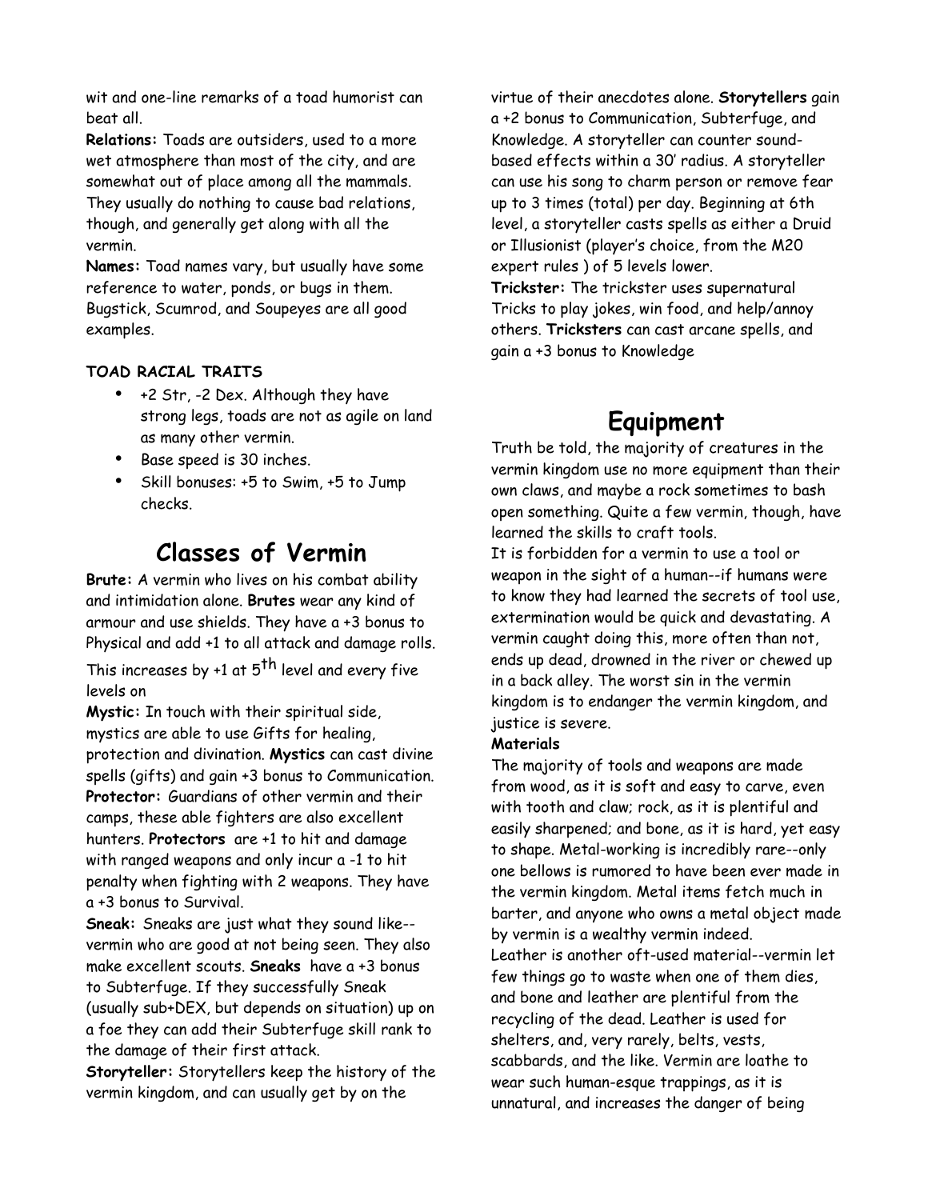wit and one-line remarks of a toad humorist can beat all.

**Relations:** Toads are outsiders, used to a more wet atmosphere than most of the city, and are somewhat out of place among all the mammals. They usually do nothing to cause bad relations, though, and generally get along with all the vermin.

**Names:** Toad names vary, but usually have some reference to water, ponds, or bugs in them. Bugstick, Scumrod, and Soupeyes are all good examples.

**TOAD RACIAL TRAITS**

- +2 Str, -2 Dex. Although they have strong legs, toads are not as agile on land as many other vermin.
- Base speed is 30 inches.
- Skill bonuses: +5 to Swim, +5 to Jump checks.

# Classes of Vermin

**Brute:** A vermin who lives on his combat ability and intimidation alone. **Brutes** wear any kind of armour and use shields. They have a +3 bonus to Physical and add +1 to all attack and damage rolls. This increases by +1 at 5th level and every five levels on

**Mystic:** In touch with their spiritual side, mystics are able to use Gifts for healing, protection and divination. **Mystics** can cast divine spells (gifts) and gain +3 bonus to Communication.

**Protector:** Guardians of other vermin and their camps, these able fighters are also excellent hunters. **Protectors** are +1 to hit and damage with ranged weapons and only incur a -1 to hit penalty when fighting with 2 weapons. They have a +3 bonus to Survival.

**Sneak:** Sneaks are just what they sound like--vermin who are good at not being seen. They also make excellent scouts. **Sneaks** have a +3 bonus to Subterfuge. If they successfully Sneak (usually sub+DEX, but depends on situation) up on a foe they can add their Subterfuge skill rank to the damage of their first attack.

**Storyteller:** Storytellers keep the history of the vermin kingdom, and can usually get by on the virtue of their anecdotes alone. **Storytellers** gain a +2 bonus to Communication, Subterfuge, and Knowledge. A storyteller can counter sound-based effects within a 30' radius. A storyteller can use his song to charm person or remove fear up to 3 times (total) per day. Beginning at 6th level, a storyteller casts spells as either a Druid or Illusionist (player's choice, from the M20 expert rules ) of 5 levels lower.

**Trickster:** The trickster uses supernatural Tricks to play jokes, win food, and help/annoy others. **Tricksters** can cast arcane spells, and gain a +3 bonus to Knowledge

# Equipment

Truth be told, the majority of creatures in the vermin kingdom use no more equipment than their own claws, and maybe a rock sometimes to bash open something. Quite a few vermin, though, have learned the skills to craft tools.

It is forbidden for a vermin to use a tool or weapon in the sight of a human--if humans were to know they had learned the secrets of tool use, extermination would be quick and devastating. A vermin caught doing this, more often than not, ends up dead, drowned in the river or chewed up in a back alley. The worst sin in the vermin kingdom is to endanger the vermin kingdom, and justice is severe.

**Materials**

The majority of tools and weapons are made from wood, as it is soft and easy to carve, even with tooth and claw; rock, as it is plentiful and easily sharpened; and bone, as it is hard, yet easy to shape. Metal-working is incredibly rare--only one bellows is rumored to have been ever made in the vermin kingdom. Metal items fetch much in barter, and anyone who owns a metal object made by vermin is a wealthy vermin indeed.

Leather is another oft-used material--vermin let few things go to waste when one of them dies, and bone and leather are plentiful from the recycling of the dead. Leather is used for shelters, and, very rarely, belts, vests, scabbards, and the like. Vermin are loathe to wear such human-esque trappings, as it is unnatural, and increases the danger of being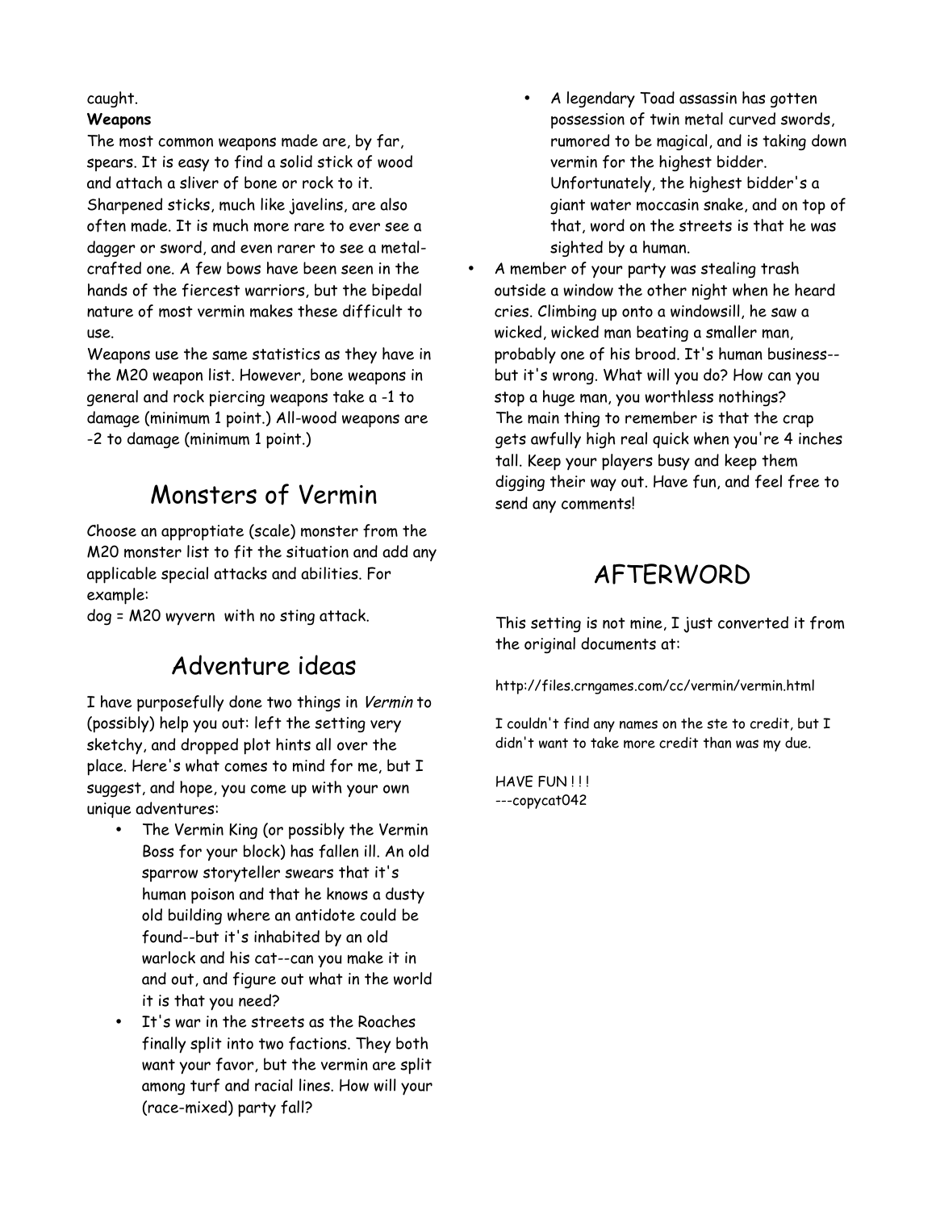caught.

**Weapons**

The most common weapons made are, by far, spears. It is easy to find a solid stick of wood and attach a sliver of bone or rock to it. Sharpened sticks, much like javelins, are also often made. It is much more rare to ever see a dagger or sword, and even rarer to see a metal-crafted one. A few bows have been seen in the hands of the fiercest warriors, but the bipedal nature of most vermin makes these difficult to use.

Weapons use the same statistics as they have in the M20 weapon list. However, bone weapons in general and rock piercing weapons take a -1 to damage (minimum 1 point.) All-wood weapons are -2 to damage (minimum 1 point.)

## Monsters of Vermin

Choose an appropriate (scale) monster from the M20 monster list to fit the situation and add any applicable special attacks and abilities. For example:

dog = M20 wyvern with no sting attack.

## Adventure ideas

I have purposefully done two things in *Vermin* to (possibly) help you out: left the setting very sketchy, and dropped plot hints all over the place. Here's what comes to mind for me, but I suggest, and hope, you come up with your own unique adventures:

- The Vermin King (or possibly the Vermin Boss for your block) has fallen ill. An old sparrow storyteller swears that it's human poison and that he knows a dusty old building where an antidote could be found--but it's inhabited by an old warlock and his cat--can you make it in and out, and figure out what in the world it is that you need?
- It's war in the streets as the Roaches finally split into two factions. They both want your favor, but the vermin are split among turf and racial lines. How will your (race-mixed) party fall?
- A legendary Toad assassin has gotten possession of twin metal curved swords, rumored to be magical, and is taking down vermin for the highest bidder. Unfortunately, the highest bidder's a giant water moccasin snake, and on top of that, word on the streets is that he was sighted by a human.
- A member of your party was stealing trash outside a window the other night when he heard cries. Climbing up onto a windowsill, he saw a wicked, wicked man beating a smaller man, probably one of his brood. It's human business--but it's wrong. What will you do? How can you stop a huge man, you worthless nothings?

The main thing to remember is that the crap gets awfully high real quick when you're 4 inches tall. Keep your players busy and keep them digging their way out. Have fun, and feel free to send any comments!

## AFTERWORD

This setting is not mine, I just converted it from the original documents at:

http://files.crngames.com/cc/vermin/vermin.html

I couldn't find any names on the ste to credit, but I didn't want to take more credit than was my due.

HAVE FUN ! ! !
---copycat042